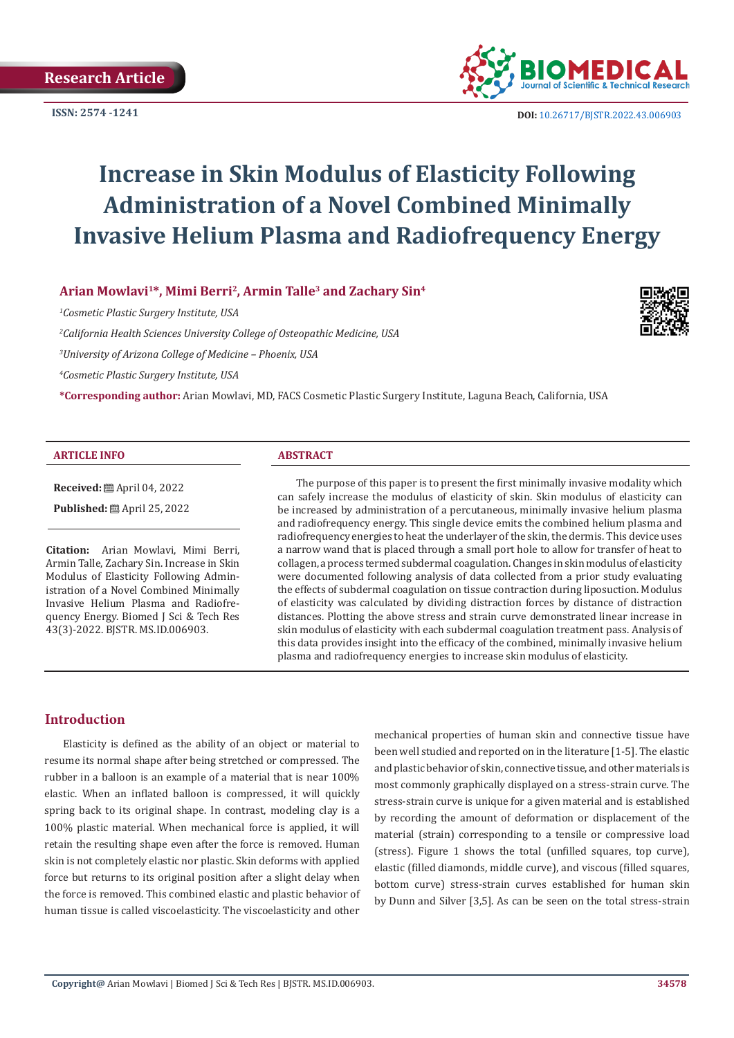Research Article

ISSN: 2574 -1241

DOI: 10.26717/BJSTR.2022.43.006903

# Increase in Skin Modulus of Elasticity Following Administration of a Novel Combined Minimally Invasive Helium Plasma and Radiofrequency Energy

**Arian Mowlavi[1]*, Mimi Berri[2], Armin Talle[3] and Zachary Sin[4]**

[1]*Cosmetic Plastic Surgery Institute, USA*

[2]*California Health Sciences University College of Osteopathic Medicine, USA*

[3]*University of Arizona College of Medicine – Phoenix, USA*

[4]*Cosmetic Plastic Surgery Institute, USA*

***Corresponding author:** Arian Mowlavi, MD, FACS Cosmetic Plastic Surgery Institute, Laguna Beach, California, USA

**ARTICLE INFO**

**Received:** April 04, 2022

**Published:** April 25, 2022

**Citation:** Arian Mowlavi, Mimi Berri, Armin Talle, Zachary Sin. Increase in Skin Modulus of Elasticity Following Administration of a Novel Combined Minimally Invasive Helium Plasma and Radiofrequency Energy. Biomed J Sci & Tech Res 43(3)-2022. BJSTR. MS.ID.006903.

**ABSTRACT**

The purpose of this paper is to present the first minimally invasive modality which can safely increase the modulus of elasticity of skin. Skin modulus of elasticity can be increased by administration of a percutaneous, minimally invasive helium plasma and radiofrequency energy. This single device emits the combined helium plasma and radiofrequency energies to heat the underlayer of the skin, the dermis. This device uses a narrow wand that is placed through a small port hole to allow for transfer of heat to collagen, a process termed subdermal coagulation. Changes in skin modulus of elasticity were documented following analysis of data collected from a prior study evaluating the effects of subdermal coagulation on tissue contraction during liposuction. Modulus of elasticity was calculated by dividing distraction forces by distance of distraction distances. Plotting the above stress and strain curve demonstrated linear increase in skin modulus of elasticity with each subdermal coagulation treatment pass. Analysis of this data provides insight into the efficacy of the combined, minimally invasive helium plasma and radiofrequency energies to increase skin modulus of elasticity.

## Introduction

Elasticity is defined as the ability of an object or material to resume its normal shape after being stretched or compressed. The rubber in a balloon is an example of a material that is near 100% elastic. When an inflated balloon is compressed, it will quickly spring back to its original shape. In contrast, modeling clay is a 100% plastic material. When mechanical force is applied, it will retain the resulting shape even after the force is removed. Human skin is not completely elastic nor plastic. Skin deforms with applied force but returns to its original position after a slight delay when the force is removed. This combined elastic and plastic behavior of human tissue is called viscoelasticity. The viscoelasticity and other mechanical properties of human skin and connective tissue have been well studied and reported on in the literature [1-5]. The elastic and plastic behavior of skin, connective tissue, and other materials is most commonly graphically displayed on a stress-strain curve. The stress-strain curve is unique for a given material and is established by recording the amount of deformation or displacement of the material (strain) corresponding to a tensile or compressive load (stress). Figure 1 shows the total (unfilled squares, top curve), elastic (filled diamonds, middle curve), and viscous (filled squares, bottom curve) stress-strain curves established for human skin by Dunn and Silver [3,5]. As can be seen on the total stress-strain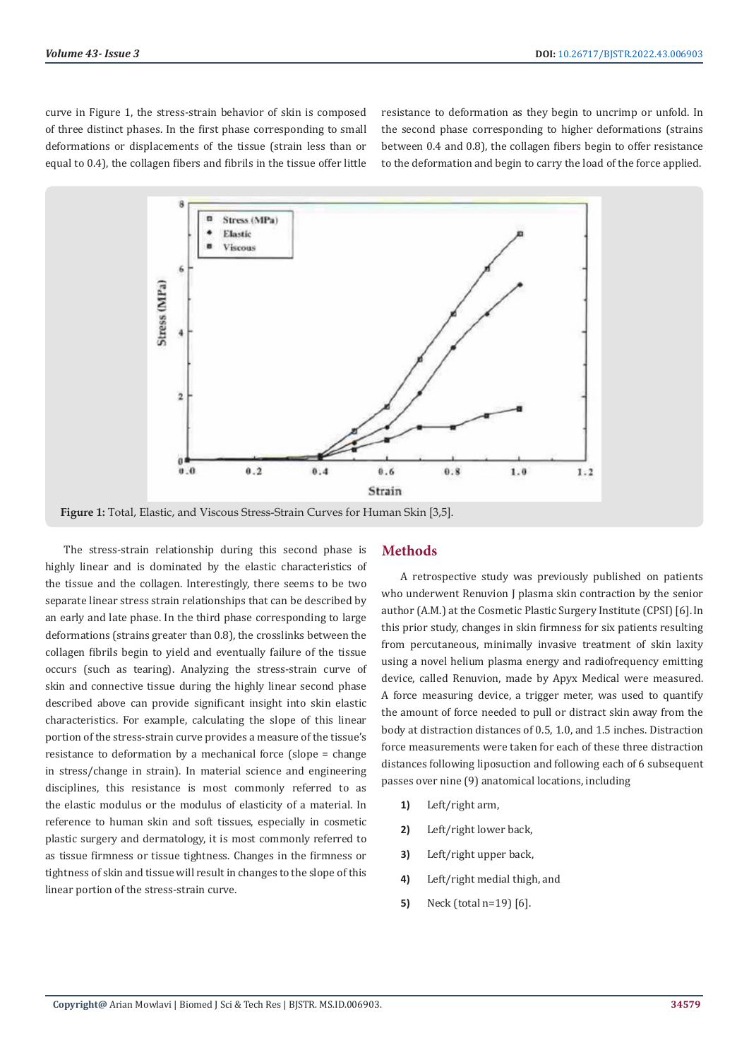curve in Figure 1, the stress-strain behavior of skin is composed of three distinct phases. In the first phase corresponding to small deformations or displacements of the tissue (strain less than or equal to 0.4), the collagen fibers and fibrils in the tissue offer little resistance to deformation as they begin to uncrimp or unfold. In the second phase corresponding to higher deformations (strains between 0.4 and 0.8), the collagen fibers begin to offer resistance to the deformation and begin to carry the load of the force applied.

**Figure 1:** Total, Elastic, and Viscous Stress-Strain Curves for Human Skin [3,5].

The stress-strain relationship during this second phase is highly linear and is dominated by the elastic characteristics of the tissue and the collagen. Interestingly, there seems to be two separate linear stress strain relationships that can be described by an early and late phase. In the third phase corresponding to large deformations (strains greater than 0.8), the crosslinks between the collagen fibrils begin to yield and eventually failure of the tissue occurs (such as tearing). Analyzing the stress-strain curve of skin and connective tissue during the highly linear second phase described above can provide significant insight into skin elastic characteristics. For example, calculating the slope of this linear portion of the stress-strain curve provides a measure of the tissue's resistance to deformation by a mechanical force (slope = change in stress/change in strain). In material science and engineering disciplines, this resistance is most commonly referred to as the elastic modulus or the modulus of elasticity of a material. In reference to human skin and soft tissues, especially in cosmetic plastic surgery and dermatology, it is most commonly referred to as tissue firmness or tissue tightness. Changes in the firmness or tightness of skin and tissue will result in changes to the slope of this linear portion of the stress-strain curve.

## Methods

A retrospective study was previously published on patients who underwent Renuvion J plasma skin contraction by the senior author (A.M.) at the Cosmetic Plastic Surgery Institute (CPSI) [6]. In this prior study, changes in skin firmness for six patients resulting from percutaneous, minimally invasive treatment of skin laxity using a novel helium plasma energy and radiofrequency emitting device, called Renuvion, made by Apyx Medical were measured. A force measuring device, a trigger meter, was used to quantify the amount of force needed to pull or distract skin away from the body at distraction distances of 0.5, 1.0, and 1.5 inches. Distraction force measurements were taken for each of these three distraction distances following liposuction and following each of 6 subsequent passes over nine (9) anatomical locations, including

1) Left/right arm,
2) Left/right lower back,
3) Left/right upper back,
4) Left/right medial thigh, and
5) Neck (total n=19) [6].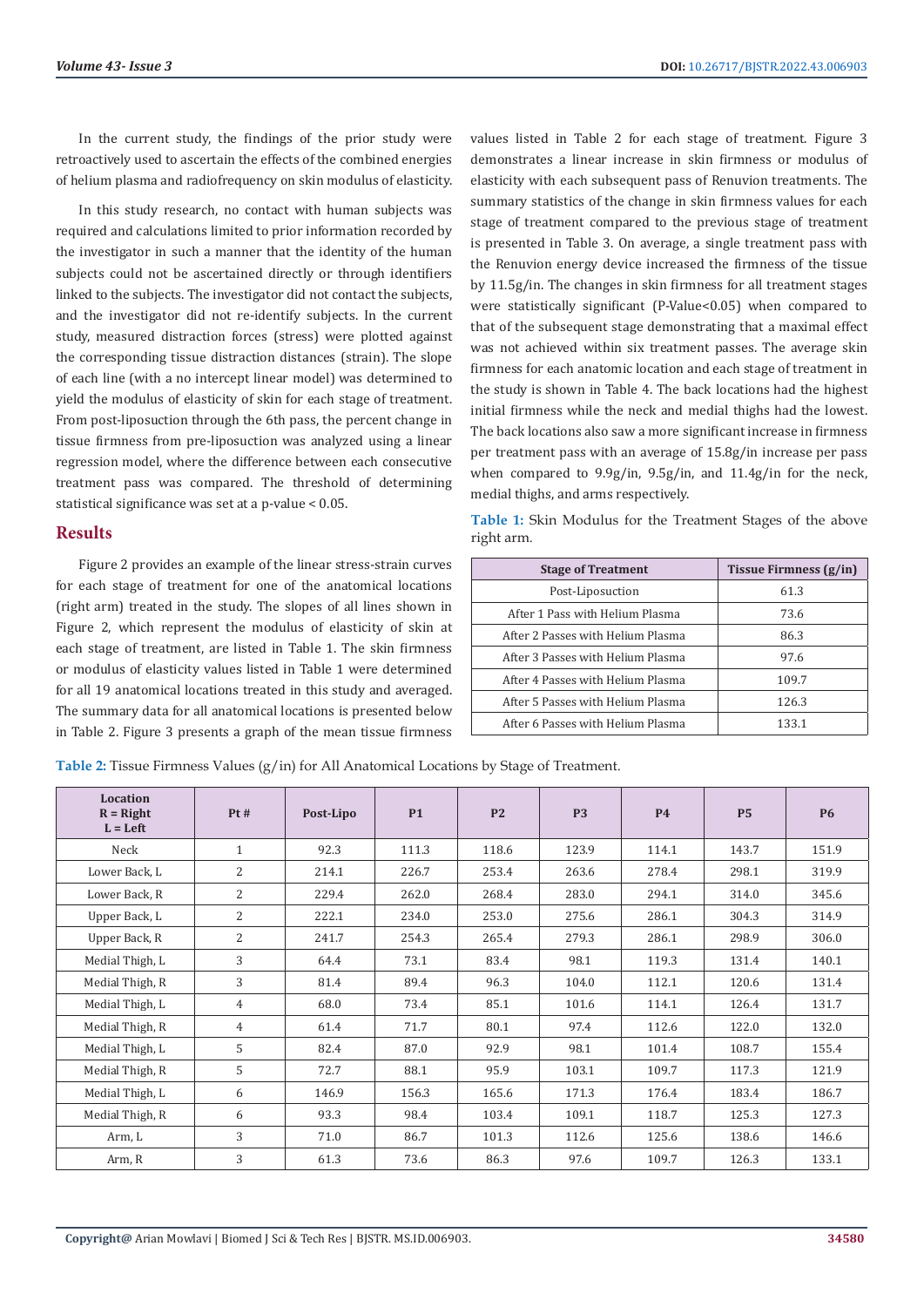In the current study, the findings of the prior study were retroactively used to ascertain the effects of the combined energies of helium plasma and radiofrequency on skin modulus of elasticity.

In this study research, no contact with human subjects was required and calculations limited to prior information recorded by the investigator in such a manner that the identity of the human subjects could not be ascertained directly or through identifiers linked to the subjects. The investigator did not contact the subjects, and the investigator did not re-identify subjects. In the current study, measured distraction forces (stress) were plotted against the corresponding tissue distraction distances (strain). The slope of each line (with a no intercept linear model) was determined to yield the modulus of elasticity of skin for each stage of treatment. From post-liposuction through the 6th pass, the percent change in tissue firmness from pre-liposuction was analyzed using a linear regression model, where the difference between each consecutive treatment pass was compared. The threshold of determining statistical significance was set at a p-value < 0.05.

## Results

Figure 2 provides an example of the linear stress-strain curves for each stage of treatment for one of the anatomical locations (right arm) treated in the study. The slopes of all lines shown in Figure 2, which represent the modulus of elasticity of skin at each stage of treatment, are listed in Table 1. The skin firmness or modulus of elasticity values listed in Table 1 were determined for all 19 anatomical locations treated in this study and averaged. The summary data for all anatomical locations is presented below in Table 2. Figure 3 presents a graph of the mean tissue firmness values listed in Table 2 for each stage of treatment. Figure 3 demonstrates a linear increase in skin firmness or modulus of elasticity with each subsequent pass of Renuvion treatments. The summary statistics of the change in skin firmness values for each stage of treatment compared to the previous stage of treatment is presented in Table 3. On average, a single treatment pass with the Renuvion energy device increased the firmness of the tissue by 11.5g/in. The changes in skin firmness for all treatment stages were statistically significant (P-Value<0.05) when compared to that of the subsequent stage demonstrating that a maximal effect was not achieved within six treatment passes. The average skin firmness for each anatomic location and each stage of treatment in the study is shown in Table 4. The back locations had the highest initial firmness while the neck and medial thighs had the lowest. The back locations also saw a more significant increase in firmness per treatment pass with an average of 15.8g/in increase per pass when compared to 9.9g/in, 9.5g/in, and 11.4g/in for the neck, medial thighs, and arms respectively.

**Table 1:** Skin Modulus for the Treatment Stages of the above right arm.

| Stage of Treatment | Tissue Firmness (g/in) |
|---|---|
| Post-Liposuction | 61.3 |
| After 1 Pass with Helium Plasma | 73.6 |
| After 2 Passes with Helium Plasma | 86.3 |
| After 3 Passes with Helium Plasma | 97.6 |
| After 4 Passes with Helium Plasma | 109.7 |
| After 5 Passes with Helium Plasma | 126.3 |
| After 6 Passes with Helium Plasma | 133.1 |

**Table 2:** Tissue Firmness Values (g/in) for All Anatomical Locations by Stage of Treatment.

| Location R = Right L = Left | Pt # | Post-Lipo | P1 | P2 | P3 | P4 | P5 | P6 |
|---|---|---|---|---|---|---|---|---|
| Neck | 1 | 92.3 | 111.3 | 118.6 | 123.9 | 114.1 | 143.7 | 151.9 |
| Lower Back, L | 2 | 214.1 | 226.7 | 253.4 | 263.6 | 278.4 | 298.1 | 319.9 |
| Lower Back, R | 2 | 229.4 | 262.0 | 268.4 | 283.0 | 294.1 | 314.0 | 345.6 |
| Upper Back, L | 2 | 222.1 | 234.0 | 253.0 | 275.6 | 286.1 | 304.3 | 314.9 |
| Upper Back, R | 2 | 241.7 | 254.3 | 265.4 | 279.3 | 286.1 | 298.9 | 306.0 |
| Medial Thigh, L | 3 | 64.4 | 73.1 | 83.4 | 98.1 | 119.3 | 131.4 | 140.1 |
| Medial Thigh, R | 3 | 81.4 | 89.4 | 96.3 | 104.0 | 112.1 | 120.6 | 131.4 |
| Medial Thigh, L | 4 | 68.0 | 73.4 | 85.1 | 101.6 | 114.1 | 126.4 | 131.7 |
| Medial Thigh, R | 4 | 61.4 | 71.7 | 80.1 | 97.4 | 112.6 | 122.0 | 132.0 |
| Medial Thigh, L | 5 | 82.4 | 87.0 | 92.9 | 98.1 | 101.4 | 108.7 | 155.4 |
| Medial Thigh, R | 5 | 72.7 | 88.1 | 95.9 | 103.1 | 109.7 | 117.3 | 121.9 |
| Medial Thigh, L | 6 | 146.9 | 156.3 | 165.6 | 171.3 | 176.4 | 183.4 | 186.7 |
| Medial Thigh, R | 6 | 93.3 | 98.4 | 103.4 | 109.1 | 118.7 | 125.3 | 127.3 |
| Arm, L | 3 | 71.0 | 86.7 | 101.3 | 112.6 | 125.6 | 138.6 | 146.6 |
| Arm, R | 3 | 61.3 | 73.6 | 86.3 | 97.6 | 109.7 | 126.3 | 133.1 |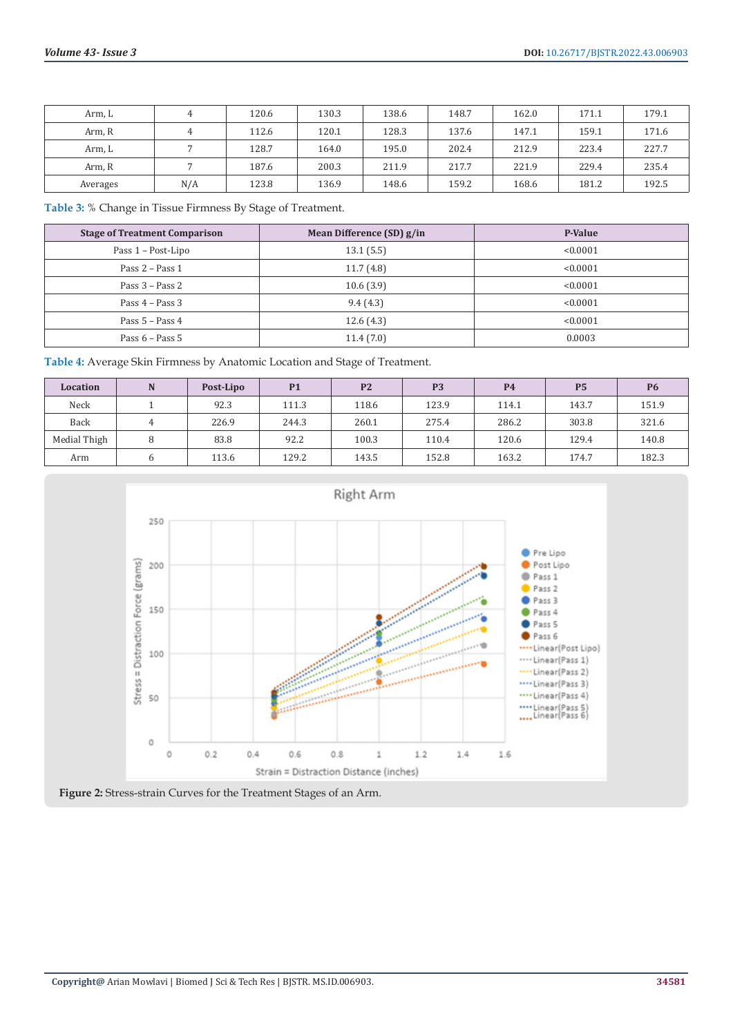| Arm, L | 4 | 120.6 | 130.3 | 138.6 | 148.7 | 162.0 | 171.1 | 179.1 |
|---|---|---|---|---|---|---|---|---|
| Arm, R | 4 | 112.6 | 120.1 | 128.3 | 137.6 | 147.1 | 159.1 | 171.6 |
| Arm, L | 7 | 128.7 | 164.0 | 195.0 | 202.4 | 212.9 | 223.4 | 227.7 |
| Arm, R | 7 | 187.6 | 200.3 | 211.9 | 217.7 | 221.9 | 229.4 | 235.4 |
| Averages | N/A | 123.8 | 136.9 | 148.6 | 159.2 | 168.6 | 181.2 | 192.5 |

**Table 3:** % Change in Tissue Firmness By Stage of Treatment.

| Stage of Treatment Comparison | Mean Difference (SD) g/in | P-Value |
|---|---|---|
| Pass 1 – Post-Lipo | 13.1 (5.5) | <0.0001 |
| Pass 2 – Pass 1 | 11.7 (4.8) | <0.0001 |
| Pass 3 – Pass 2 | 10.6 (3.9) | <0.0001 |
| Pass 4 – Pass 3 | 9.4 (4.3) | <0.0001 |
| Pass 5 – Pass 4 | 12.6 (4.3) | <0.0001 |
| Pass 6 – Pass 5 | 11.4 (7.0) | 0.0003 |

**Table 4:** Average Skin Firmness by Anatomic Location and Stage of Treatment.

| Location | N | Post-Lipo | P1 | P2 | P3 | P4 | P5 | P6 |
|---|---|---|---|---|---|---|---|---|
| Neck | 1 | 92.3 | 111.3 | 118.6 | 123.9 | 114.1 | 143.7 | 151.9 |
| Back | 4 | 226.9 | 244.3 | 260.1 | 275.4 | 286.2 | 303.8 | 321.6 |
| Medial Thigh | 8 | 83.8 | 92.2 | 100.3 | 110.4 | 120.6 | 129.4 | 140.8 |
| Arm | 6 | 113.6 | 129.2 | 143.5 | 152.8 | 163.2 | 174.7 | 182.3 |

**Figure 2:** Stress-strain Curves for the Treatment Stages of an Arm.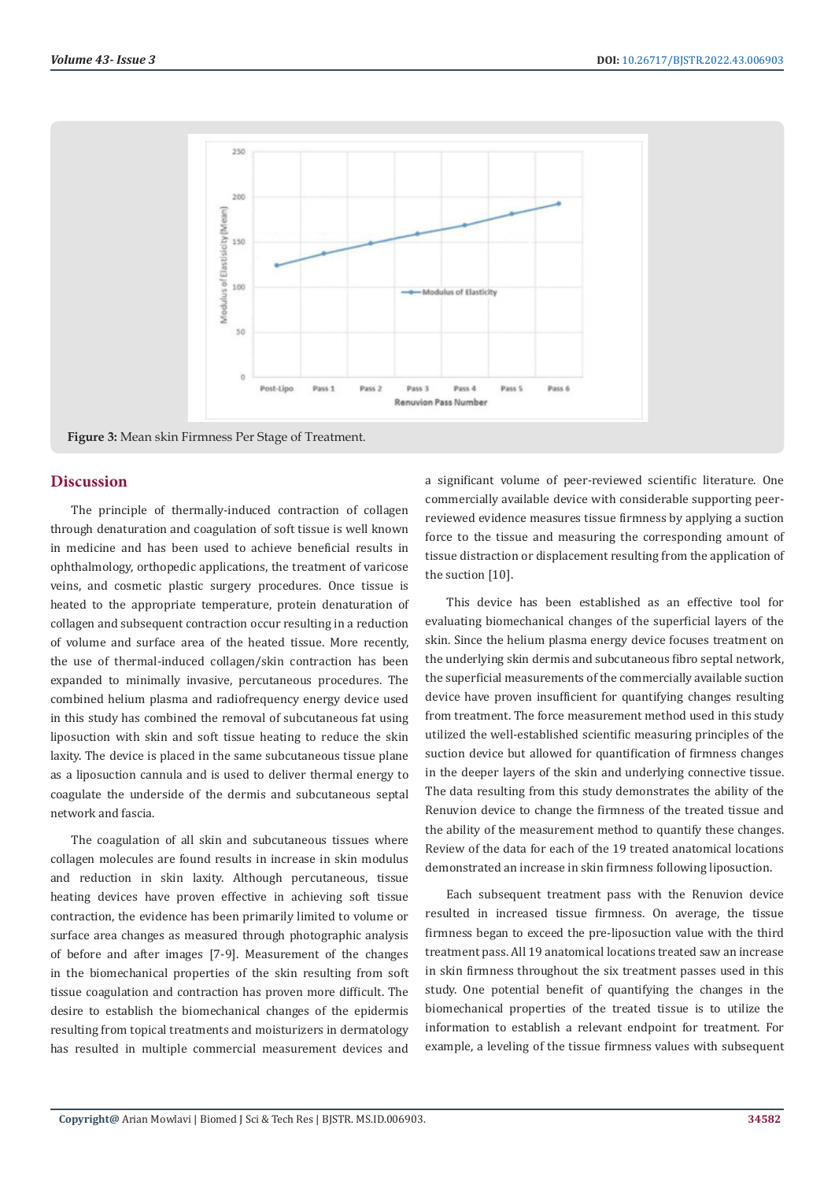**Figure 3:** Mean skin Firmness Per Stage of Treatment.

## Discussion

The principle of thermally-induced contraction of collagen through denaturation and coagulation of soft tissue is well known in medicine and has been used to achieve beneficial results in ophthalmology, orthopedic applications, the treatment of varicose veins, and cosmetic plastic surgery procedures. Once tissue is heated to the appropriate temperature, protein denaturation of collagen and subsequent contraction occur resulting in a reduction of volume and surface area of the heated tissue. More recently, the use of thermal-induced collagen/skin contraction has been expanded to minimally invasive, percutaneous procedures. The combined helium plasma and radiofrequency energy device used in this study has combined the removal of subcutaneous fat using liposuction with skin and soft tissue heating to reduce the skin laxity. The device is placed in the same subcutaneous tissue plane as a liposuction cannula and is used to deliver thermal energy to coagulate the underside of the dermis and subcutaneous septal network and fascia.

The coagulation of all skin and subcutaneous tissues where collagen molecules are found results in increase in skin modulus and reduction in skin laxity. Although percutaneous, tissue heating devices have proven effective in achieving soft tissue contraction, the evidence has been primarily limited to volume or surface area changes as measured through photographic analysis of before and after images [7-9]. Measurement of the changes in the biomechanical properties of the skin resulting from soft tissue coagulation and contraction has proven more difficult. The desire to establish the biomechanical changes of the epidermis resulting from topical treatments and moisturizers in dermatology has resulted in multiple commercial measurement devices and a significant volume of peer-reviewed scientific literature. One commercially available device with considerable supporting peer-reviewed evidence measures tissue firmness by applying a suction force to the tissue and measuring the corresponding amount of tissue distraction or displacement resulting from the application of the suction [10].

This device has been established as an effective tool for evaluating biomechanical changes of the superficial layers of the skin. Since the helium plasma energy device focuses treatment on the underlying skin dermis and subcutaneous fibro septal network, the superficial measurements of the commercially available suction device have proven insufficient for quantifying changes resulting from treatment. The force measurement method used in this study utilized the well-established scientific measuring principles of the suction device but allowed for quantification of firmness changes in the deeper layers of the skin and underlying connective tissue. The data resulting from this study demonstrates the ability of the Renuvion device to change the firmness of the treated tissue and the ability of the measurement method to quantify these changes. Review of the data for each of the 19 treated anatomical locations demonstrated an increase in skin firmness following liposuction.

Each subsequent treatment pass with the Renuvion device resulted in increased tissue firmness. On average, the tissue firmness began to exceed the pre-liposuction value with the third treatment pass. All 19 anatomical locations treated saw an increase in skin firmness throughout the six treatment passes used in this study. One potential benefit of quantifying the changes in the biomechanical properties of the treated tissue is to utilize the information to establish a relevant endpoint for treatment. For example, a leveling of the tissue firmness values with subsequent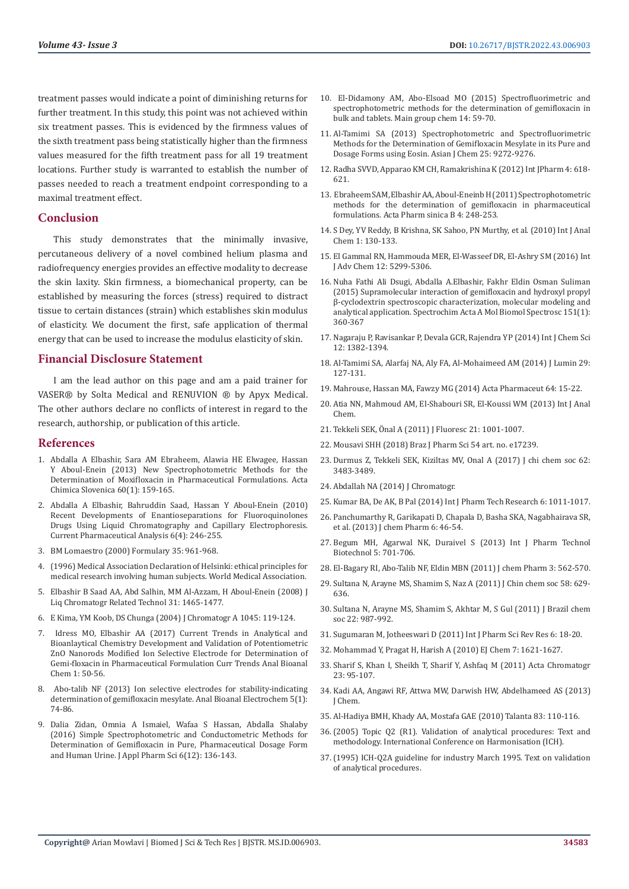treatment passes would indicate a point of diminishing returns for further treatment. In this study, this point was not achieved within six treatment passes. This is evidenced by the firmness values of the sixth treatment pass being statistically higher than the firmness values measured for the fifth treatment pass for all 19 treatment locations. Further study is warranted to establish the number of passes needed to reach a treatment endpoint corresponding to a maximal treatment effect.

## Conclusion

This study demonstrates that the minimally invasive, percutaneous delivery of a novel combined helium plasma and radiofrequency energies provides an effective modality to decrease the skin laxity. Skin firmness, a biomechanical property, can be established by measuring the forces (stress) required to distract tissue to certain distances (strain) which establishes skin modulus of elasticity. We document the first, safe application of thermal energy that can be used to increase the modulus elasticity of skin.

## Financial Disclosure Statement

I am the lead author on this page and am a paid trainer for VASER® by Solta Medical and RENUVION ® by Apyx Medical. The other authors declare no conflicts of interest in regard to the research, authorship, or publication of this article.

## References

1. Abdalla A Elbashir, Sara AM Ebraheem, Alawia HE Elwagee, Hassan Y Aboul-Enein (2013) New Spectrophotometric Methods for the Determination of Moxifloxacin in Pharmaceutical Formulations. Acta Chimica Slovenica 60(1): 159-165.
2. Abdalla A Elbashir, Bahruddin Saad, Hassan Y Aboul-Enein (2010) Recent Developments of Enantioseparations for Fluoroquinolones Drugs Using Liquid Chromatography and Capillary Electrophoresis. Current Pharmaceutical Analysis 6(4): 246-255.
3. BM Lomaestro (2000) Formulary 35: 961-968.
4. (1996) Medical Association Declaration of Helsinki: ethical principles for medical research involving human subjects. World Medical Association.
5. Elbashir B Saad AA, Abd Salhin, MM Al-Azzam, H Aboul-Enein (2008) J Liq Chromatogr Related Technol 31: 1465-1477.
6. E Kima, YM Koob, DS Chunga (2004) J Chromatogr A 1045: 119-124.
7. Idress MO, Elbashir AA (2017) Current Trends in Analytical and Bioanlaytical Chemistry Development and Validation of Potentiometric ZnO Nanorods Modified Ion Selective Electrode for Determination of Gemi-floxacin in Pharmaceutical Formulation Curr Trends Anal Bioanal Chem 1: 50-56.
8. Abo-talib NF (2013) Ion selective electrodes for stability-indicating determination of gemifloxacin mesylate. Anal Bioanal Electrochem 5(1): 74-86.
9. Dalia Zidan, Omnia A Ismaiel, Wafaa S Hassan, Abdalla Shalaby (2016) Simple Spectrophotometric and Conductometric Methods for Determination of Gemifloxacin in Pure, Pharmaceutical Dosage Form and Human Urine. J Appl Pharm Sci 6(12): 136-143.
10. El-Didamony AM, Abo-Elsoad MO (2015) Spectrofluorimetric and spectrophotometric methods for the determination of gemifloxacin in bulk and tablets. Main group chem 14: 59-70.
11. Al-Tamimi SA (2013) Spectrophotometric and Spectrofluorimetric Methods for the Determination of Gemifloxacin Mesylate in its Pure and Dosage Forms using Eosin. Asian J Chem 25: 9272-9276.
12. Radha SVVD, Apparao KM CH, Ramakrishina K (2012) Int JPharm 4: 618-621.
13. Ebraheem SAM, Elbashir AA, Aboul-Eneinb H (2011) Spectrophotometric methods for the determination of gemifloxacin in pharmaceutical formulations. Acta Pharm sinica B 4: 248-253.
14. S Dey, YV Reddy, B Krishna, SK Sahoo, PN Murthy, et al. (2010) Int J Anal Chem 1: 130-133.
15. El Gammal RN, Hammouda MER, El-Wasseef DR, El-Ashry SM (2016) Int J Adv Chem 12: 5299-5306.
16. Nuha Fathi Ali Dsugi, Abdalla A.Elbashir, Fakhr Eldin Osman Suliman (2015) Supramolecular interaction of gemifloxacin and hydroxyl propyl β-cyclodextrin spectroscopic characterization, molecular modeling and analytical application. Spectrochim Acta A Mol Biomol Spectrosc 151(1): 360-367
17. Nagaraju P, Ravisankar P, Devala GCR, Rajendra YP (2014) Int J Chem Sci 12: 1382-1394.
18. Al-Tamimi SA, Alarfaj NA, Aly FA, Al-Mohaimeed AM (2014) J Lumin 29: 127-131.
19. Mahrouse, Hassan MA, Fawzy MG (2014) Acta Pharmaceut 64: 15-22.
20. Atia NN, Mahmoud AM, El-Shabouri SR, El-Koussi WM (2013) Int J Anal Chem.
21. Tekkeli SEK, Önal A (2011) J Fluoresc 21: 1001-1007.
22. Mousavi SHH (2018) Braz J Pharm Sci 54 art. no. e17239.
23. Durmus Z, Tekkeli SEK, Kiziltas MV, Onal A (2017) J chi chem soc 62: 3483-3489.
24. Abdallah NA (2014) J Chromatogr.
25. Kumar BA, De AK, B Pal (2014) Int J Pharm Tech Research 6: 1011-1017.
26. Panchumarthy R, Garikapati D, Chapala D, Basha SKA, Nagabhairava SR, et al. (2013) J chem Pharm 6: 46-54.
27. Begum MH, Agarwal NK, Duraivel S (2013) Int J Pharm Technol Biotechnol 5: 701-706.
28. El-Bagary RI, Abo-Talib NF, Eldin MBN (2011) J chem Pharm 3: 562-570.
29. Sultana N, Arayne MS, Shamim S, Naz A (2011) J Chin chem soc 58: 629-636.
30. Sultana N, Arayne MS, Shamim S, Akhtar M, S Gul (2011) J Brazil chem soc 22: 987-992.
31. Sugumaran M, Jotheeswari D (2011) Int J Pharm Sci Rev Res 6: 18-20.
32. Mohammad Y, Pragat H, Harish A (2010) EJ Chem 7: 1621-1627.
33. Sharif S, Khan I, Sheikh T, Sharif Y, Ashfaq M (2011) Acta Chromatogr 23: 95-107.
34. Kadi AA, Angawi RF, Attwa MW, Darwish HW, Abdelhameed AS (2013) J Chem.
35. Al-Hadiya BMH, Khady AA, Mostafa GAE (2010) Talanta 83: 110-116.
36. (2005) Topic Q2 (R1). Validation of analytical procedures: Text and methodology. International Conference on Harmonisation (ICH).
37. (1995) ICH-Q2A guideline for industry March 1995. Text on validation of analytical procedures.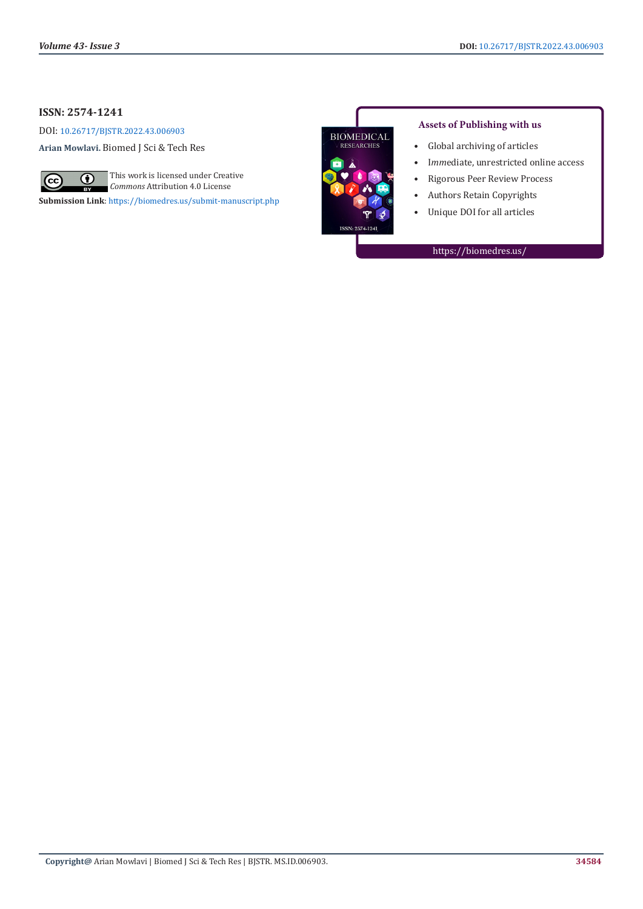**ISSN: 2574-1241**

DOI: 10.26717/BJSTR.2022.43.006903

**Arian Mowlavi.** Biomed J Sci & Tech Res

This work is licensed under Creative *Commons* Attribution 4.0 License

**Submission Link**: https://biomedres.us/submit-manuscript.php

### Assets of Publishing with us

- Global archiving of articles
- Immediate, unrestricted online access
- Rigorous Peer Review Process
- Authors Retain Copyrights
- Unique DOI for all articles

https://biomedres.us/